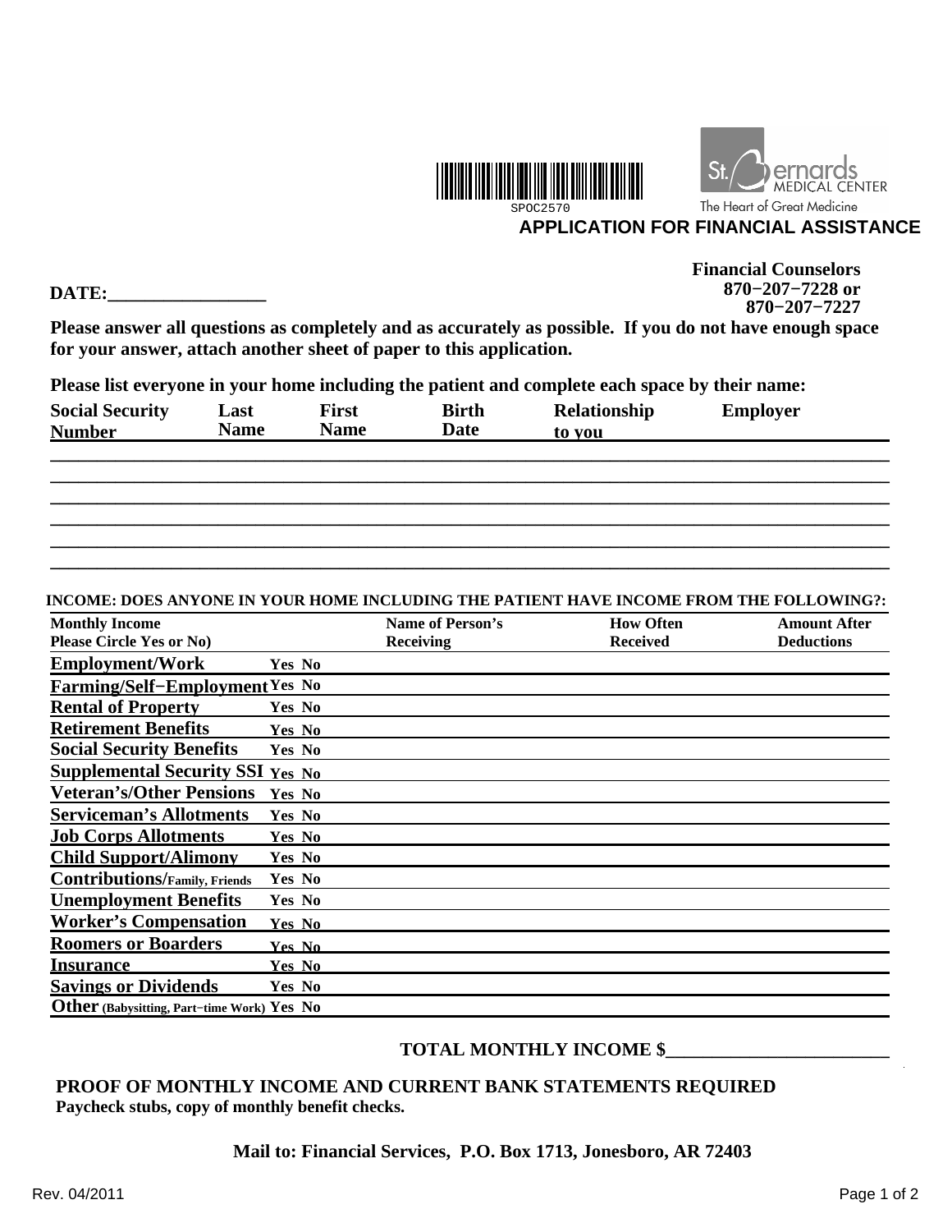SPOC2570

St. Bernards MEDICAL CENTER
The Heart of Great Medicine

# APPLICATION FOR FINANCIAL ASSISTANCE

**Financial Counselors**
**870−207−7228 or**
**870−207−7227**

**DATE:_________________**

**Please answer all questions as completely and as accurately as possible. If you do not have enough space for your answer, attach another sheet of paper to this application.**

**Please list everyone in your home including the patient and complete each space by their name:**

| Social Security Number | Last Name | First Name | Birth Date | Relationship to you | Employer |
|---|---|---|---|---|---|
| | | | | | |
| | | | | | |
| | | | | | |
| | | | | | |
| | | | | | |
| | | | | | |

**INCOME: DOES ANYONE IN YOUR HOME INCLUDING THE PATIENT HAVE INCOME FROM THE FOLLOWING?:**

| Monthly Income Please Circle Yes or No) | | Name of Person's Receiving | How Often Received | Amount After Deductions |
|---|---|---|---|---|
| Employment/Work | Yes No | | | |
| Farming/Self−Employment | Yes No | | | |
| Rental of Property | Yes No | | | |
| Retirement Benefits | Yes No | | | |
| Social Security Benefits | Yes No | | | |
| Supplemental Security SSI | Yes No | | | |
| Veteran's/Other Pensions | Yes No | | | |
| Serviceman's Allotments | Yes No | | | |
| Job Corps Allotments | Yes No | | | |
| Child Support/Alimony | Yes No | | | |
| Contributions/Family, Friends | Yes No | | | |
| Unemployment Benefits | Yes No | | | |
| Worker's Compensation | Yes No | | | |
| Roomers or Boarders | Yes No | | | |
| Insurance | Yes No | | | |
| Savings or Dividends | Yes No | | | |
| Other (Babysitting, Part−time Work) | Yes No | | | |

**TOTAL MONTHLY INCOME $________________________**

**PROOF OF MONTHLY INCOME AND CURRENT BANK STATEMENTS REQUIRED**
**Paycheck stubs, copy of monthly benefit checks.**

**Mail to: Financial Services, P.O. Box 1713, Jonesboro, AR 72403**

Rev. 04/2011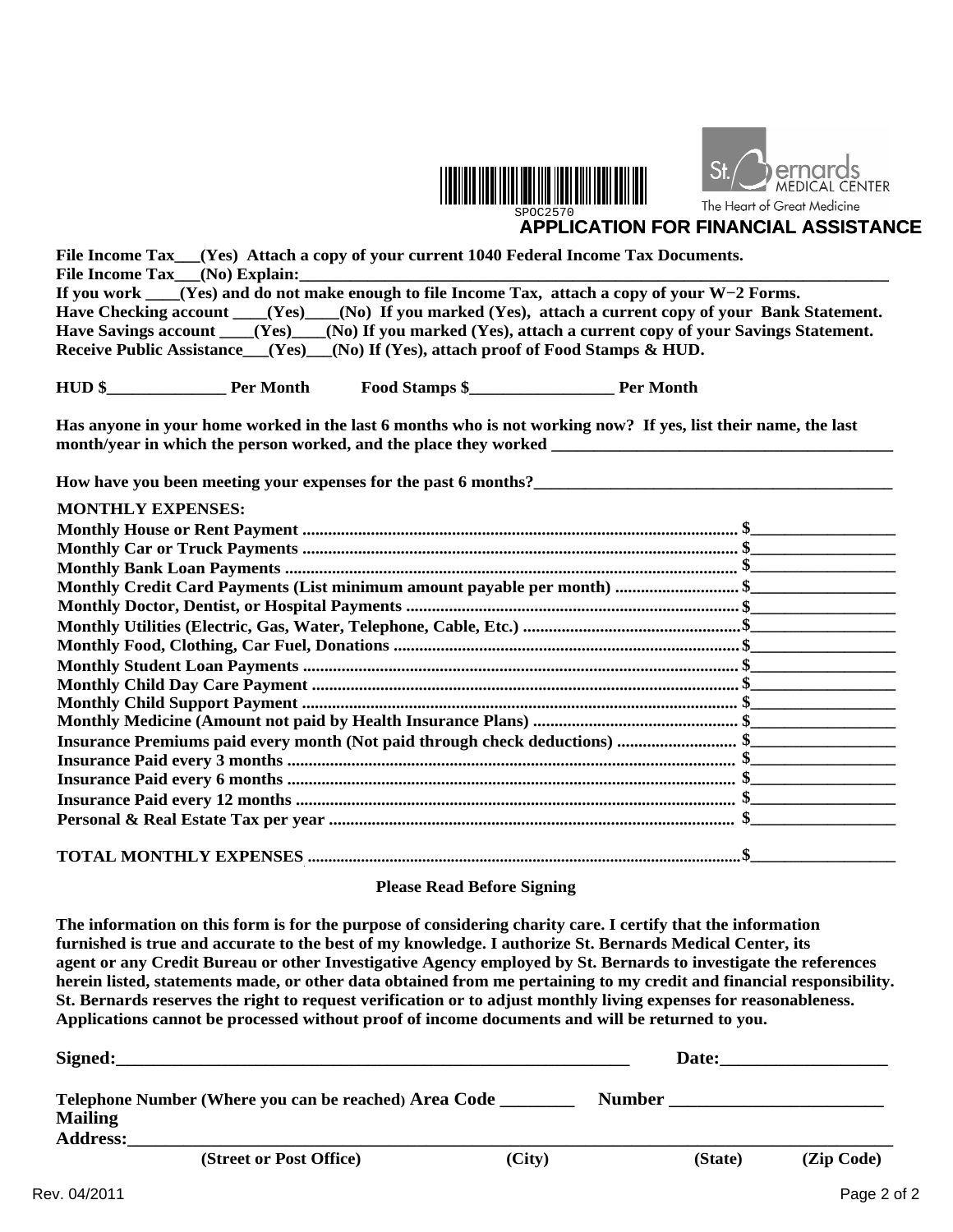SP0C2570

St. Bernards MEDICAL CENTER
The Heart of Great Medicine

## APPLICATION FOR FINANCIAL ASSISTANCE

**File Income Tax___(Yes) Attach a copy of your current 1040 Federal Income Tax Documents.**
**File Income Tax___(No) Explain:_______________________________________________________________________________**
**If you work ____(Yes) and do not make enough to file Income Tax, attach a copy of your W−2 Forms.**
**Have Checking account ____(Yes)____(No) If you marked (Yes), attach a current copy of your Bank Statement.**
**Have Savings account ____(Yes)____(No) If you marked (Yes), attach a current copy of your Savings Statement.**
**Receive Public Assistance___(Yes)___(No) If (Yes), attach proof of Food Stamps & HUD.**

**HUD $______________ Per Month Food Stamps $_________________ Per Month**

**Has anyone in your home worked in the last 6 months who is not working now? If yes, list their name, the last month/year in which the person worked, and the place they worked __________________________________________**

**How have you been meeting your expenses for the past 6 months?___________________________________________**

**MONTHLY EXPENSES:**

| | |
|---|---|
| **Monthly House or Rent Payment** | **$_________________** |
| **Monthly Car or Truck Payments** | **$_________________** |
| **Monthly Bank Loan Payments** | **$_________________** |
| **Monthly Credit Card Payments (List minimum amount payable per month)** | **$_________________** |
| **Monthly Doctor, Dentist, or Hospital Payments** | **$_________________** |
| **Monthly Utilities (Electric, Gas, Water, Telephone, Cable, Etc.)** | **$_________________** |
| **Monthly Food, Clothing, Car Fuel, Donations** | **$_________________** |
| **Monthly Student Loan Payments** | **$_________________** |
| **Monthly Child Day Care Payment** | **$_________________** |
| **Monthly Child Support Payment** | **$_________________** |
| **Monthly Medicine (Amount not paid by Health Insurance Plans)** | **$_________________** |
| **Insurance Premiums paid every month (Not paid through check deductions)** | **$_________________** |
| **Insurance Paid every 3 months** | **$_________________** |
| **Insurance Paid every 6 months** | **$_________________** |
| **Insurance Paid every 12 months** | **$_________________** |
| **Personal & Real Estate Tax per year** | **$_________________** |
| **TOTAL MONTHLY EXPENSES** | **$_________________** |

**Please Read Before Signing**

**The information on this form is for the purpose of considering charity care. I certify that the information furnished is true and accurate to the best of my knowledge. I authorize St. Bernards Medical Center, its agent or any Credit Bureau or other Investigative Agency employed by St. Bernards to investigate the references herein listed, statements made, or other data obtained from me pertaining to my credit and financial responsibility. St. Bernards reserves the right to request verification or to adjust monthly living expenses for reasonableness. Applications cannot be processed without proof of income documents and will be returned to you.**

**Signed:___________________________________________________________ Date:___________________**

**Telephone Number (Where you can be reached) Area Code ________ Number _______________________**

**Mailing Address:__________________________________________________________________________________**
**(Street or Post Office) (City) (State) (Zip Code)**

Rev. 04/2011